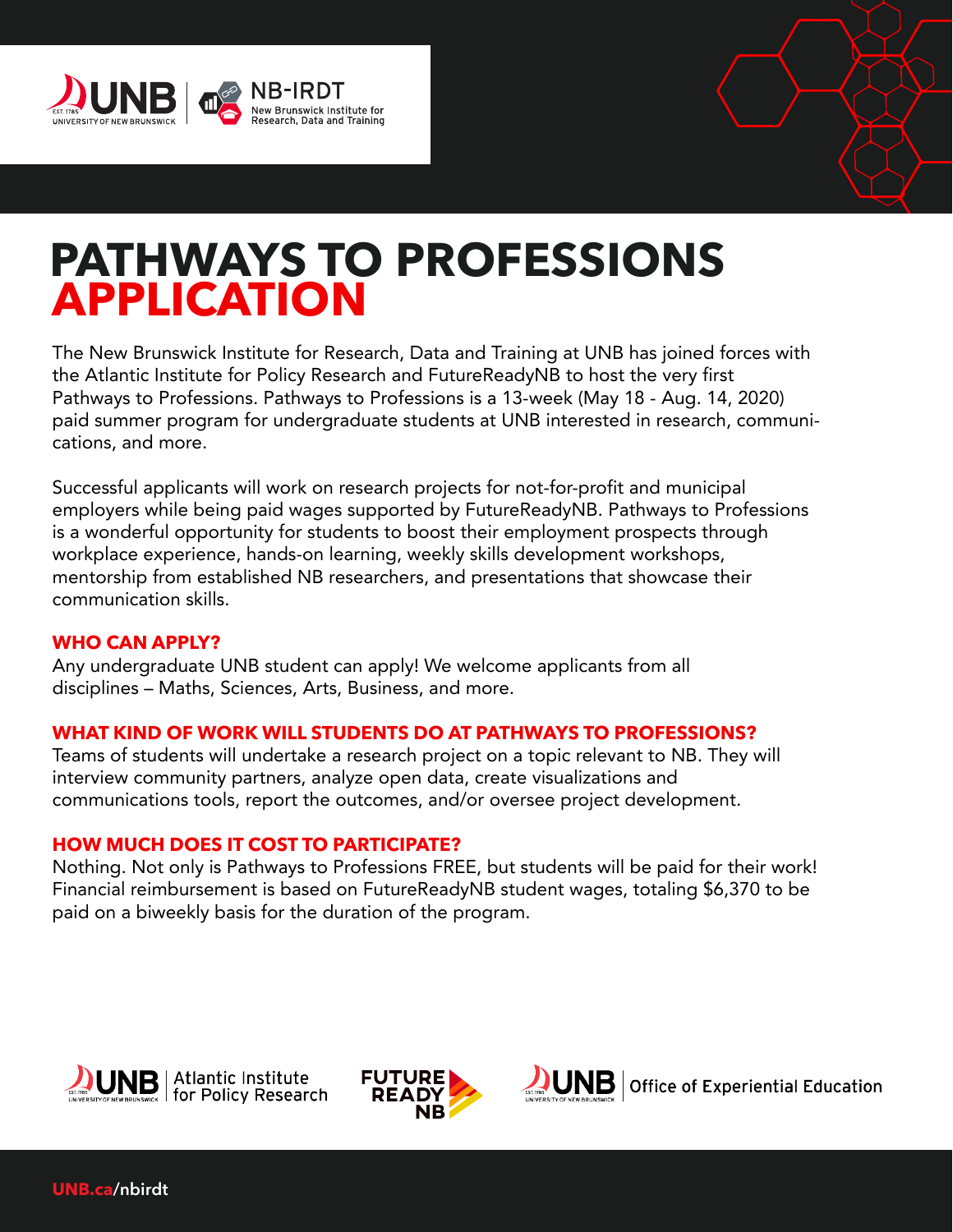# PATHWAYS TO PROFESSIONS APPLICATION

The New Brunswick Institute for Research, Data and Training at UNB has joined forces with the Atlantic Institute for Policy Research and FutureReadyNB to host the very first Pathways to Professions. Pathways to Professions is a 13-week (May 18 - Aug. 14, 2020) paid summer program for undergraduate students at UNB interested in research, communications, and more.

Successful applicants will work on research projects for not-for-profit and municipal employers while being paid wages supported by FutureReadyNB. Pathways to Professions is a wonderful opportunity for students to boost their employment prospects through workplace experience, hands-on learning, weekly skills development workshops, mentorship from established NB researchers, and presentations that showcase their communication skills.

## WHO CAN APPLY?

Any undergraduate UNB student can apply! We welcome applicants from all disciplines – Maths, Sciences, Arts, Business, and more.

## WHAT KIND OF WORK WILL STUDENTS DO AT PATHWAYS TO PROFESSIONS?

Teams of students will undertake a research project on a topic relevant to NB. They will interview community partners, analyze open data, create visualizations and communications tools, report the outcomes, and/or oversee project development.

## HOW MUCH DOES IT COST TO PARTICIPATE?

Nothing. Not only is Pathways to Professions FREE, but students will be paid for their work! Financial reimbursement is based on FutureReadyNB student wages, totaling $6,370 to be paid on a biweekly basis for the duration of the program.

UNB | Atlantic Institute for Policy Research

FUTURE READY NB

UNB | Office of Experiential Education

UNB.ca/nbirdt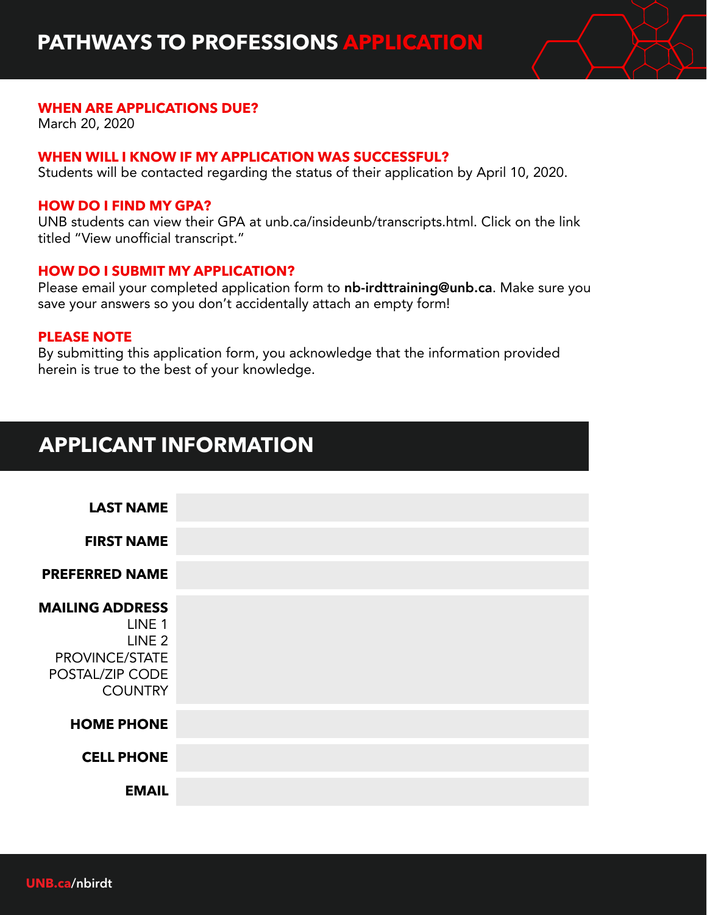# PATHWAYS TO PROFESSIONS APPLICATION

### WHEN ARE APPLICATIONS DUE?

March 20, 2020

### WHEN WILL I KNOW IF MY APPLICATION WAS SUCCESSFUL?

Students will be contacted regarding the status of their application by April 10, 2020.

### HOW DO I FIND MY GPA?

UNB students can view their GPA at unb.ca/insideunb/transcripts.html. Click on the link titled "View unofficial transcript."

### HOW DO I SUBMIT MY APPLICATION?

Please email your completed application form to **nb-irdttraining@unb.ca**. Make sure you save your answers so you don't accidentally attach an empty form!

### PLEASE NOTE

By submitting this application form, you acknowledge that the information provided herein is true to the best of your knowledge.

## APPLICANT INFORMATION

| | |
|---|---|
| **LAST NAME** | |
| **FIRST NAME** | |
| **PREFERRED NAME** | |
| **MAILING ADDRESS**<br>LINE 1<br>LINE 2<br>PROVINCE/STATE<br>POSTAL/ZIP CODE<br>COUNTRY | |
| **HOME PHONE** | |
| **CELL PHONE** | |
| **EMAIL** | |

UNB.ca/nbirdt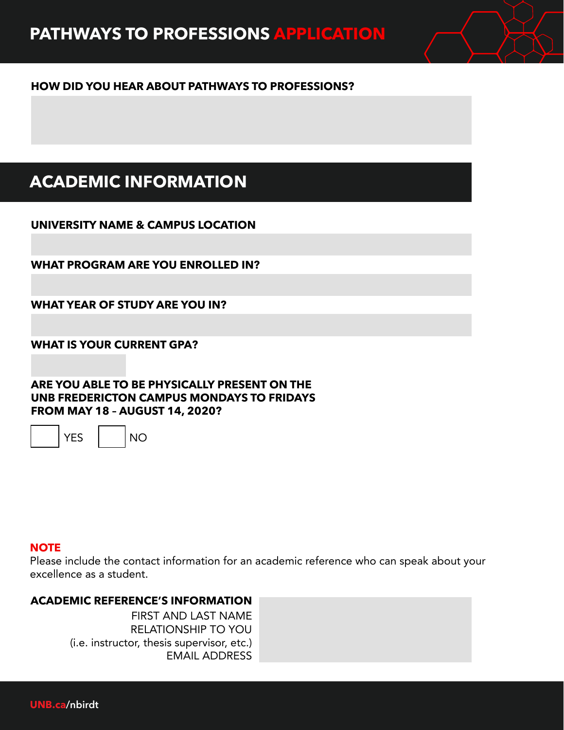# PATHWAYS TO PROFESSIONS APPLICATION

**HOW DID YOU HEAR ABOUT PATHWAYS TO PROFESSIONS?**

## ACADEMIC INFORMATION

**UNIVERSITY NAME & CAMPUS LOCATION**

**WHAT PROGRAM ARE YOU ENROLLED IN?**

**WHAT YEAR OF STUDY ARE YOU IN?**

**WHAT IS YOUR CURRENT GPA?**

**ARE YOU ABLE TO BE PHYSICALLY PRESENT ON THE UNB FREDERICTON CAMPUS MONDAYS TO FRIDAYS FROM MAY 18 – AUGUST 14, 2020?**

☐ YES ☐ NO

**NOTE**
Please include the contact information for an academic reference who can speak about your excellence as a student.

**ACADEMIC REFERENCE'S INFORMATION**
FIRST AND LAST NAME
RELATIONSHIP TO YOU
(i.e. instructor, thesis supervisor, etc.)
EMAIL ADDRESS

UNB.ca/nbirdt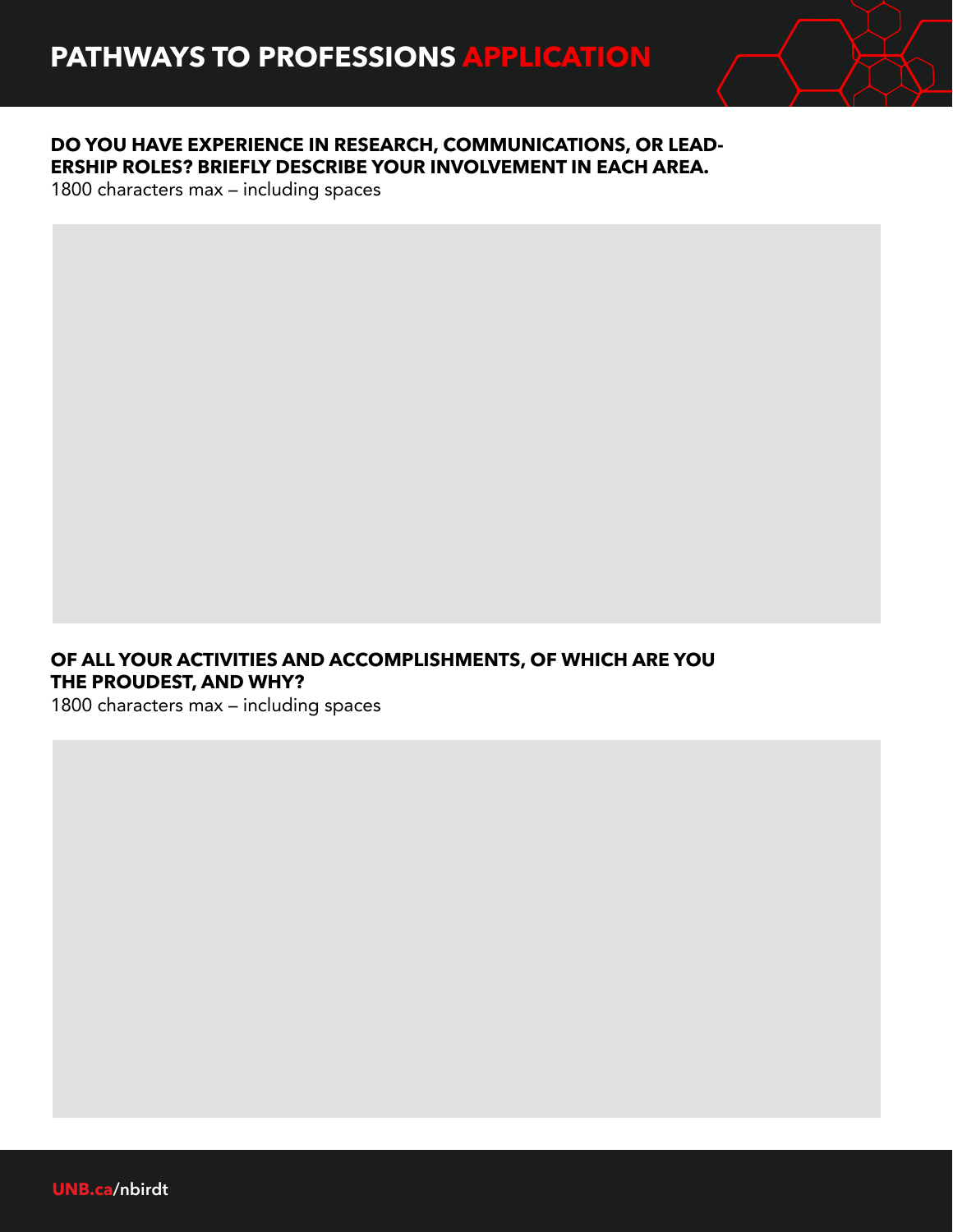# PATHWAYS TO PROFESSIONS APPLICATION

**DO YOU HAVE EXPERIENCE IN RESEARCH, COMMUNICATIONS, OR LEADERSHIP ROLES? BRIEFLY DESCRIBE YOUR INVOLVEMENT IN EACH AREA.**

1800 characters max – including spaces

**OF ALL YOUR ACTIVITIES AND ACCOMPLISHMENTS, OF WHICH ARE YOU THE PROUDEST, AND WHY?**

1800 characters max – including spaces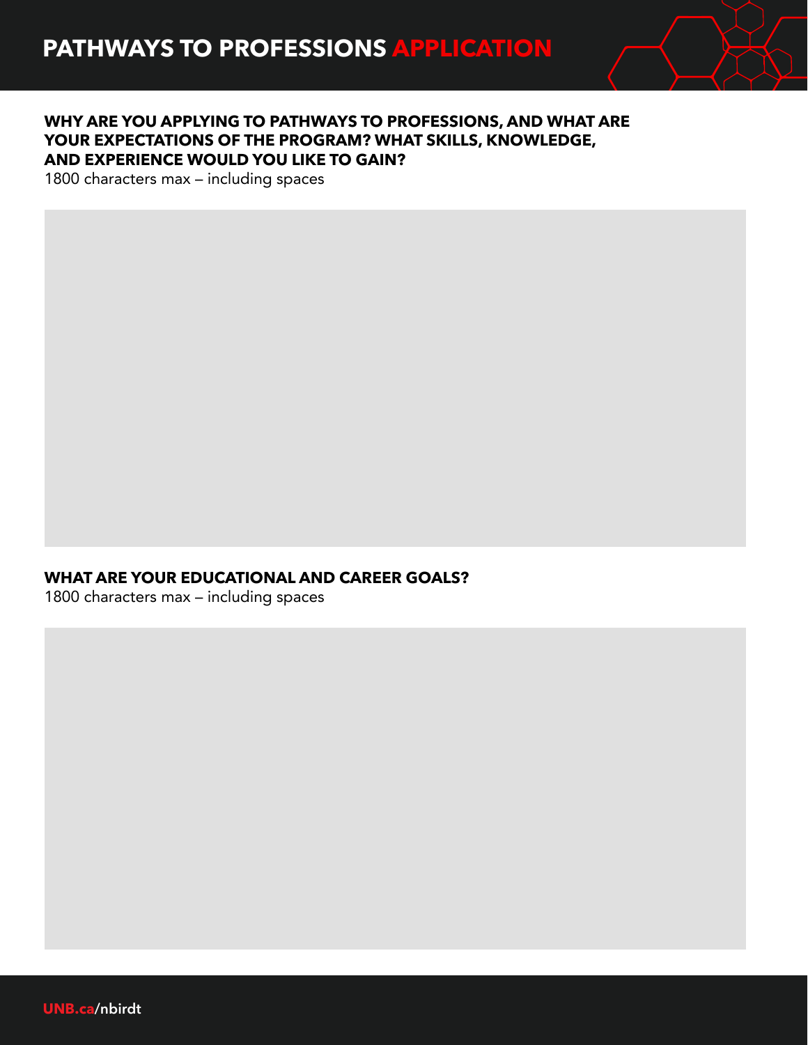# PATHWAYS TO PROFESSIONS APPLICATION

**WHY ARE YOU APPLYING TO PATHWAYS TO PROFESSIONS, AND WHAT ARE YOUR EXPECTATIONS OF THE PROGRAM? WHAT SKILLS, KNOWLEDGE, AND EXPERIENCE WOULD YOU LIKE TO GAIN?**
1800 characters max – including spaces

**WHAT ARE YOUR EDUCATIONAL AND CAREER GOALS?**
1800 characters max – including spaces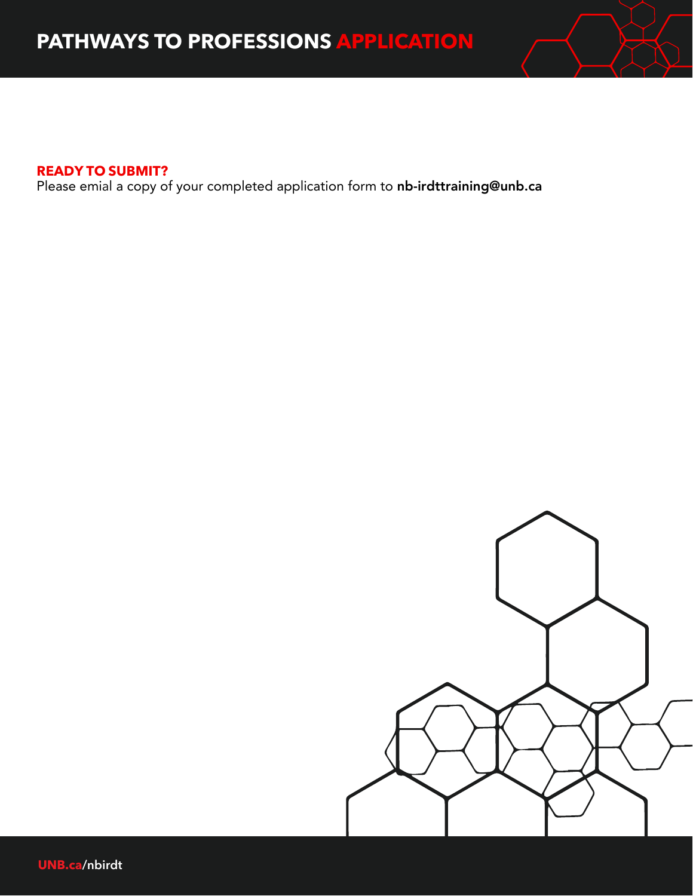**READY TO SUBMIT?**

Please emial a copy of your completed application form to **nb-irdttraining@unb.ca**